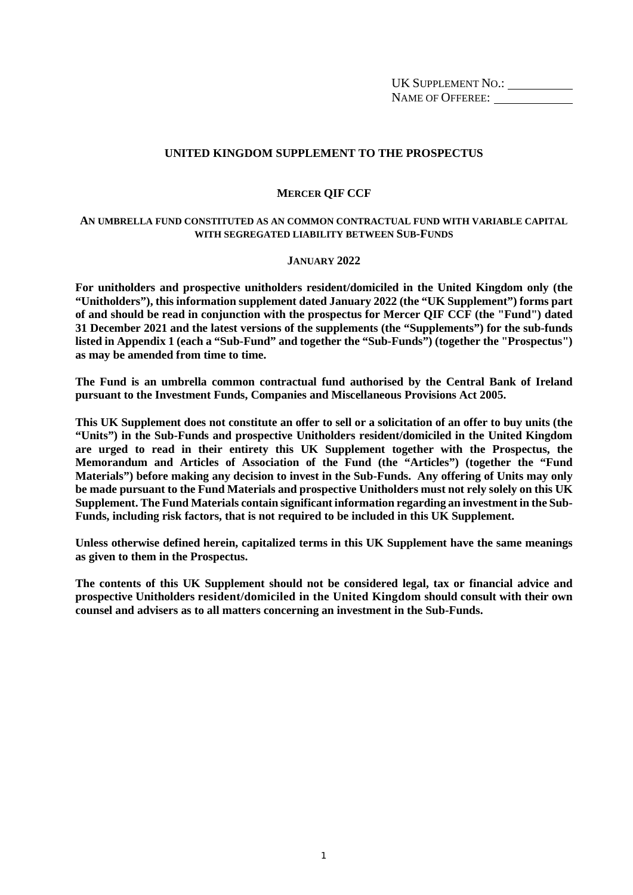UK SUPPLEMENT NO.: __________
NAME OF OFFEREE: ____________

# UNITED KINGDOM SUPPLEMENT TO THE PROSPECTUS

## MERCER QIF CCF

### AN UMBRELLA FUND CONSTITUTED AS AN COMMON CONTRACTUAL FUND WITH VARIABLE CAPITAL WITH SEGREGATED LIABILITY BETWEEN SUB-FUNDS

### JANUARY 2022

**For unitholders and prospective unitholders resident/domiciled in the United Kingdom only (the "Unitholders"), this information supplement dated January 2022 (the "UK Supplement") forms part of and should be read in conjunction with the prospectus for Mercer QIF CCF (the "Fund") dated 31 December 2021 and the latest versions of the supplements (the "Supplements") for the sub-funds listed in Appendix 1 (each a "Sub-Fund" and together the "Sub-Funds") (together the "Prospectus") as may be amended from time to time.**

**The Fund is an umbrella common contractual fund authorised by the Central Bank of Ireland pursuant to the Investment Funds, Companies and Miscellaneous Provisions Act 2005.**

**This UK Supplement does not constitute an offer to sell or a solicitation of an offer to buy units (the "Units") in the Sub-Funds and prospective Unitholders resident/domiciled in the United Kingdom are urged to read in their entirety this UK Supplement together with the Prospectus, the Memorandum and Articles of Association of the Fund (the "Articles") (together the "Fund Materials") before making any decision to invest in the Sub-Funds. Any offering of Units may only be made pursuant to the Fund Materials and prospective Unitholders must not rely solely on this UK Supplement. The Fund Materials contain significant information regarding an investment in the Sub-Funds, including risk factors, that is not required to be included in this UK Supplement.**

**Unless otherwise defined herein, capitalized terms in this UK Supplement have the same meanings as given to them in the Prospectus.**

**The contents of this UK Supplement should not be considered legal, tax or financial advice and prospective Unitholders resident/domiciled in the United Kingdom should consult with their own counsel and advisers as to all matters concerning an investment in the Sub-Funds.**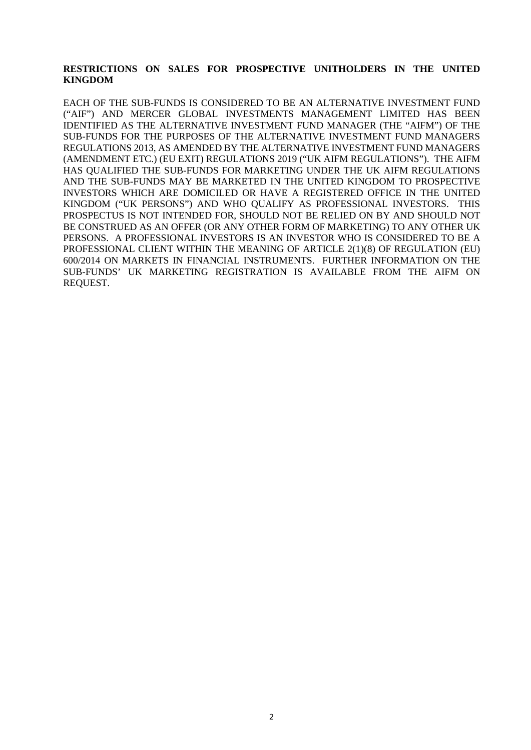**RESTRICTIONS ON SALES FOR PROSPECTIVE UNITHOLDERS IN THE UNITED KINGDOM**

EACH OF THE SUB-FUNDS IS CONSIDERED TO BE AN ALTERNATIVE INVESTMENT FUND ("AIF") AND MERCER GLOBAL INVESTMENTS MANAGEMENT LIMITED HAS BEEN IDENTIFIED AS THE ALTERNATIVE INVESTMENT FUND MANAGER (THE "AIFM") OF THE SUB-FUNDS FOR THE PURPOSES OF THE ALTERNATIVE INVESTMENT FUND MANAGERS REGULATIONS 2013, AS AMENDED BY THE ALTERNATIVE INVESTMENT FUND MANAGERS (AMENDMENT ETC.) (EU EXIT) REGULATIONS 2019 ("UK AIFM REGULATIONS"). THE AIFM HAS QUALIFIED THE SUB-FUNDS FOR MARKETING UNDER THE UK AIFM REGULATIONS AND THE SUB-FUNDS MAY BE MARKETED IN THE UNITED KINGDOM TO PROSPECTIVE INVESTORS WHICH ARE DOMICILED OR HAVE A REGISTERED OFFICE IN THE UNITED KINGDOM ("UK PERSONS") AND WHO QUALIFY AS PROFESSIONAL INVESTORS. THIS PROSPECTUS IS NOT INTENDED FOR, SHOULD NOT BE RELIED ON BY AND SHOULD NOT BE CONSTRUED AS AN OFFER (OR ANY OTHER FORM OF MARKETING) TO ANY OTHER UK PERSONS. A PROFESSIONAL INVESTORS IS AN INVESTOR WHO IS CONSIDERED TO BE A PROFESSIONAL CLIENT WITHIN THE MEANING OF ARTICLE 2(1)(8) OF REGULATION (EU) 600/2014 ON MARKETS IN FINANCIAL INSTRUMENTS. FURTHER INFORMATION ON THE SUB-FUNDS' UK MARKETING REGISTRATION IS AVAILABLE FROM THE AIFM ON REQUEST.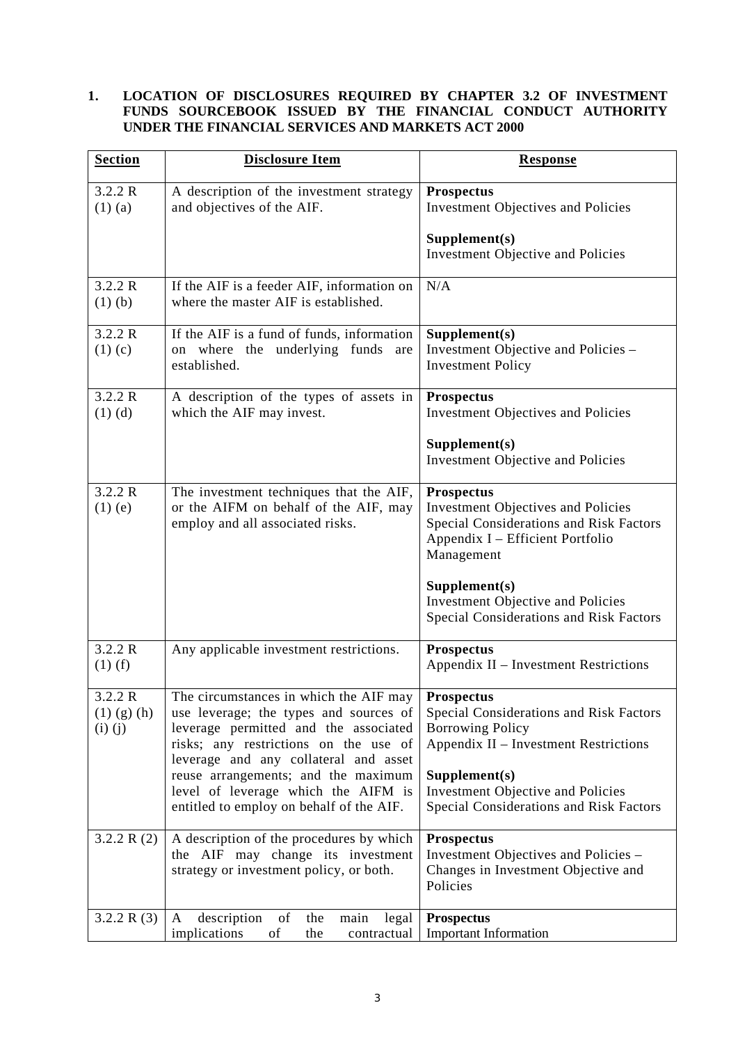## 1. LOCATION OF DISCLOSURES REQUIRED BY CHAPTER 3.2 OF INVESTMENT FUNDS SOURCEBOOK ISSUED BY THE FINANCIAL CONDUCT AUTHORITY UNDER THE FINANCIAL SERVICES AND MARKETS ACT 2000

| Section | Disclosure Item | Response |
|---|---|---|
| 3.2.2 R (1) (a) | A description of the investment strategy and objectives of the AIF. | **Prospectus**<br>Investment Objectives and Policies<br><br>**Supplement(s)**<br>Investment Objective and Policies |
| 3.2.2 R (1) (b) | If the AIF is a feeder AIF, information on where the master AIF is established. | N/A |
| 3.2.2 R (1) (c) | If the AIF is a fund of funds, information on where the underlying funds are established. | **Supplement(s)**<br>Investment Objective and Policies – Investment Policy |
| 3.2.2 R (1) (d) | A description of the types of assets in which the AIF may invest. | **Prospectus**<br>Investment Objectives and Policies<br><br>**Supplement(s)**<br>Investment Objective and Policies |
| 3.2.2 R (1) (e) | The investment techniques that the AIF, or the AIFM on behalf of the AIF, may employ and all associated risks. | **Prospectus**<br>Investment Objectives and Policies<br>Special Considerations and Risk Factors<br>Appendix I – Efficient Portfolio Management<br><br>**Supplement(s)**<br>Investment Objective and Policies<br>Special Considerations and Risk Factors |
| 3.2.2 R (1) (f) | Any applicable investment restrictions. | **Prospectus**<br>Appendix II – Investment Restrictions |
| 3.2.2 R (1) (g) (h) (i) (j) | The circumstances in which the AIF may use leverage; the types and sources of leverage permitted and the associated risks; any restrictions on the use of leverage and any collateral and asset reuse arrangements; and the maximum level of leverage which the AIFM is entitled to employ on behalf of the AIF. | **Prospectus**<br>Special Considerations and Risk Factors<br>Borrowing Policy<br>Appendix II – Investment Restrictions<br><br>**Supplement(s)**<br>Investment Objective and Policies<br>Special Considerations and Risk Factors |
| 3.2.2 R (2) | A description of the procedures by which the AIF may change its investment strategy or investment policy, or both. | **Prospectus**<br>Investment Objectives and Policies – Changes in Investment Objective and Policies |
| 3.2.2 R (3) | A description of the main legal implications of the contractual | **Prospectus**<br>Important Information |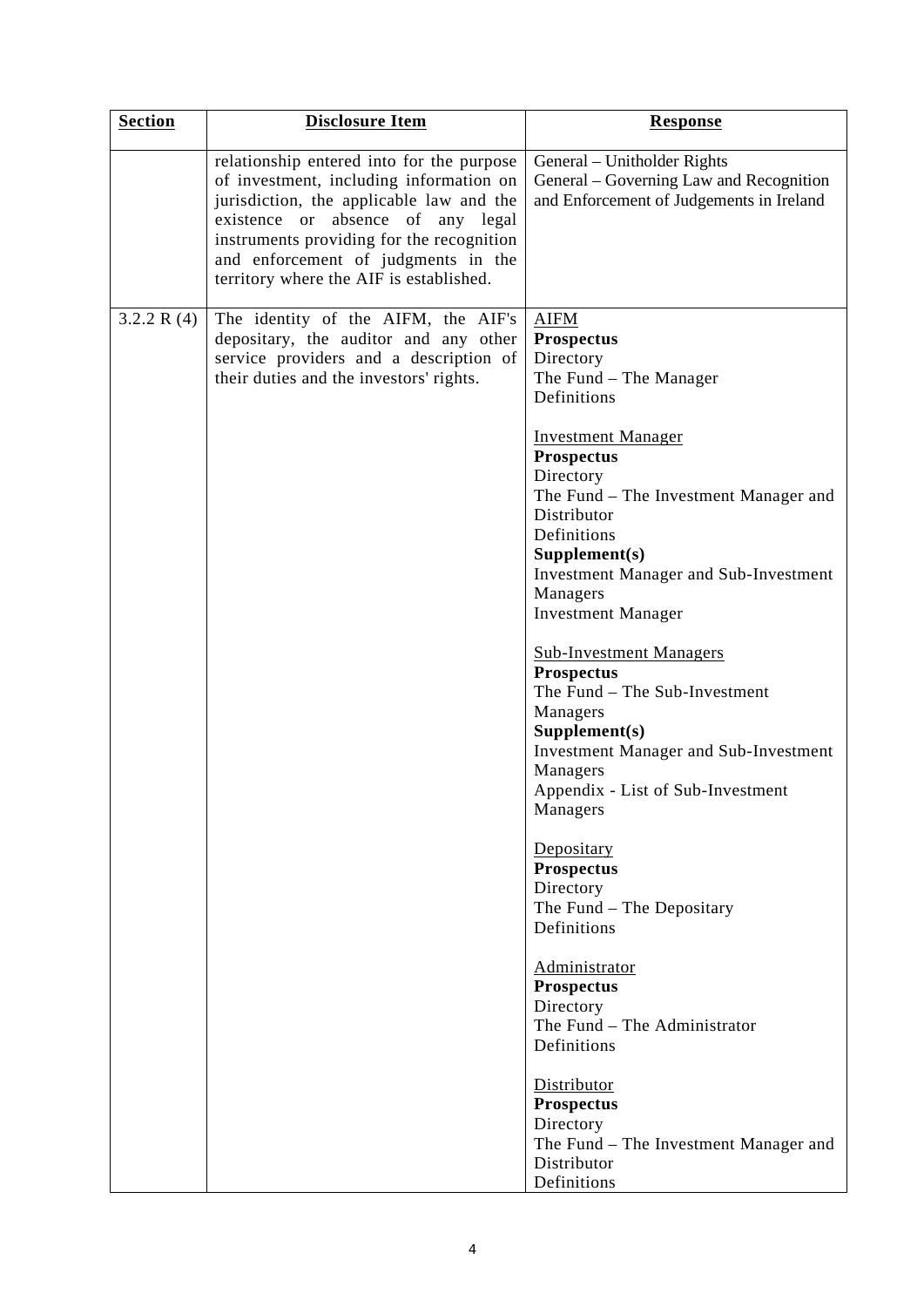| **Section** | **Disclosure Item** | **Response** |
|---|---|---|
| | relationship entered into for the purpose of investment, including information on jurisdiction, the applicable law and the existence or absence of any legal instruments providing for the recognition and enforcement of judgments in the territory where the AIF is established. | General – Unitholder Rights<br>General – Governing Law and Recognition and Enforcement of Judgements in Ireland |
| 3.2.2 R (4) | The identity of the AIFM, the AIF's depositary, the auditor and any other service providers and a description of their duties and the investors' rights. | AIFM<br>**Prospectus**<br>Directory<br>The Fund – The Manager<br>Definitions<br><br>Investment Manager<br>**Prospectus**<br>Directory<br>The Fund – The Investment Manager and Distributor<br>Definitions<br>**Supplement(s)**<br>Investment Manager and Sub-Investment Managers<br>Investment Manager<br><br>Sub-Investment Managers<br>**Prospectus**<br>The Fund – The Sub-Investment Managers<br>**Supplement(s)**<br>Investment Manager and Sub-Investment Managers<br>Appendix - List of Sub-Investment Managers<br><br>Depositary<br>**Prospectus**<br>Directory<br>The Fund – The Depositary<br>Definitions<br><br>Administrator<br>**Prospectus**<br>Directory<br>The Fund – The Administrator<br>Definitions<br><br>Distributor<br>**Prospectus**<br>Directory<br>The Fund – The Investment Manager and Distributor<br>Definitions |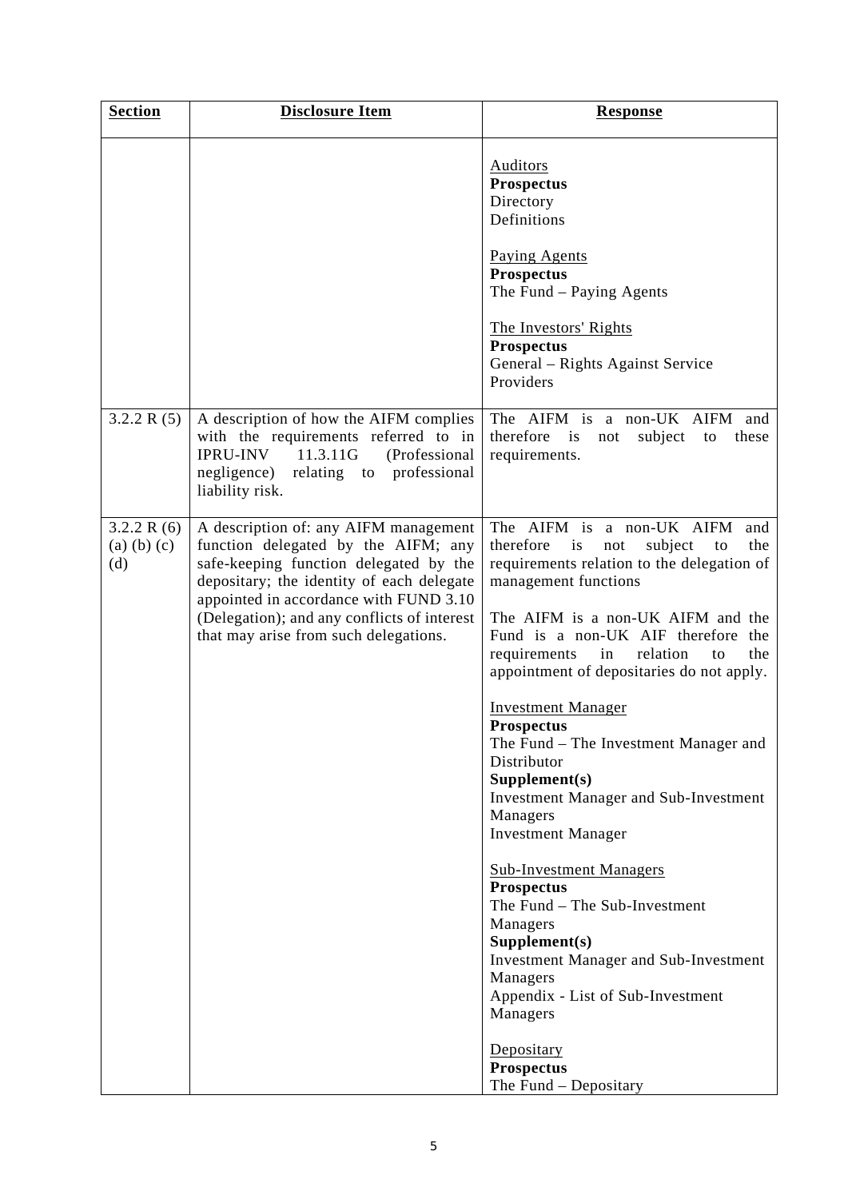| **Section** | **Disclosure Item** | **Response** |
|---|---|---|
| | | Auditors<br>**Prospectus**<br>Directory<br>Definitions<br><br>Paying Agents<br>**Prospectus**<br>The Fund – Paying Agents<br><br>The Investors' Rights<br>**Prospectus**<br>General – Rights Against Service Providers |
| 3.2.2 R (5) | A description of how the AIFM complies with the requirements referred to in IPRU-INV 11.3.11G (Professional negligence) relating to professional liability risk. | The AIFM is a non-UK AIFM and therefore is not subject to these requirements. |
| 3.2.2 R (6) (a) (b) (c) (d) | A description of: any AIFM management function delegated by the AIFM; any safe-keeping function delegated by the depositary; the identity of each delegate appointed in accordance with FUND 3.10 (Delegation); and any conflicts of interest that may arise from such delegations. | The AIFM is a non-UK AIFM and therefore is not subject to the requirements relation to the delegation of management functions<br><br>The AIFM is a non-UK AIFM and the Fund is a non-UK AIF therefore the requirements in relation to the appointment of depositaries do not apply.<br><br>Investment Manager<br>**Prospectus**<br>The Fund – The Investment Manager and Distributor<br>**Supplement(s)**<br>Investment Manager and Sub-Investment Managers<br>Investment Manager<br><br>Sub-Investment Managers<br>**Prospectus**<br>The Fund – The Sub-Investment Managers<br>**Supplement(s)**<br>Investment Manager and Sub-Investment Managers<br>Appendix - List of Sub-Investment Managers<br><br>Depositary<br>**Prospectus**<br>The Fund – Depositary |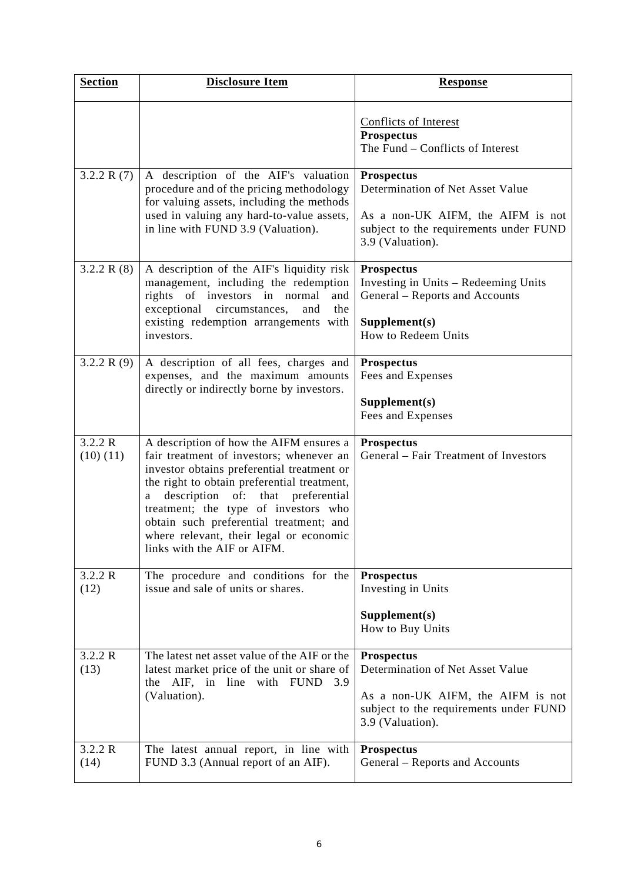| Section | Disclosure Item | Response |
|---|---|---|
| | | Conflicts of Interest<br>**Prospectus**<br>The Fund – Conflicts of Interest |
| 3.2.2 R (7) | A description of the AIF's valuation procedure and of the pricing methodology for valuing assets, including the methods used in valuing any hard-to-value assets, in line with FUND 3.9 (Valuation). | **Prospectus**<br>Determination of Net Asset Value<br><br>As a non-UK AIFM, the AIFM is not subject to the requirements under FUND 3.9 (Valuation). |
| 3.2.2 R (8) | A description of the AIF's liquidity risk management, including the redemption rights of investors in normal and exceptional circumstances, and the existing redemption arrangements with investors. | **Prospectus**<br>Investing in Units – Redeeming Units<br>General – Reports and Accounts<br><br>**Supplement(s)**<br>How to Redeem Units |
| 3.2.2 R (9) | A description of all fees, charges and expenses, and the maximum amounts directly or indirectly borne by investors. | **Prospectus**<br>Fees and Expenses<br><br>**Supplement(s)**<br>Fees and Expenses |
| 3.2.2 R (10) (11) | A description of how the AIFM ensures a fair treatment of investors; whenever an investor obtains preferential treatment or the right to obtain preferential treatment, a description of: that preferential treatment; the type of investors who obtain such preferential treatment; and where relevant, their legal or economic links with the AIF or AIFM. | **Prospectus**<br>General – Fair Treatment of Investors |
| 3.2.2 R (12) | The procedure and conditions for the issue and sale of units or shares. | **Prospectus**<br>Investing in Units<br><br>**Supplement(s)**<br>How to Buy Units |
| 3.2.2 R (13) | The latest net asset value of the AIF or the latest market price of the unit or share of the AIF, in line with FUND 3.9 (Valuation). | **Prospectus**<br>Determination of Net Asset Value<br><br>As a non-UK AIFM, the AIFM is not subject to the requirements under FUND 3.9 (Valuation). |
| 3.2.2 R (14) | The latest annual report, in line with FUND 3.3 (Annual report of an AIF). | **Prospectus**<br>General – Reports and Accounts |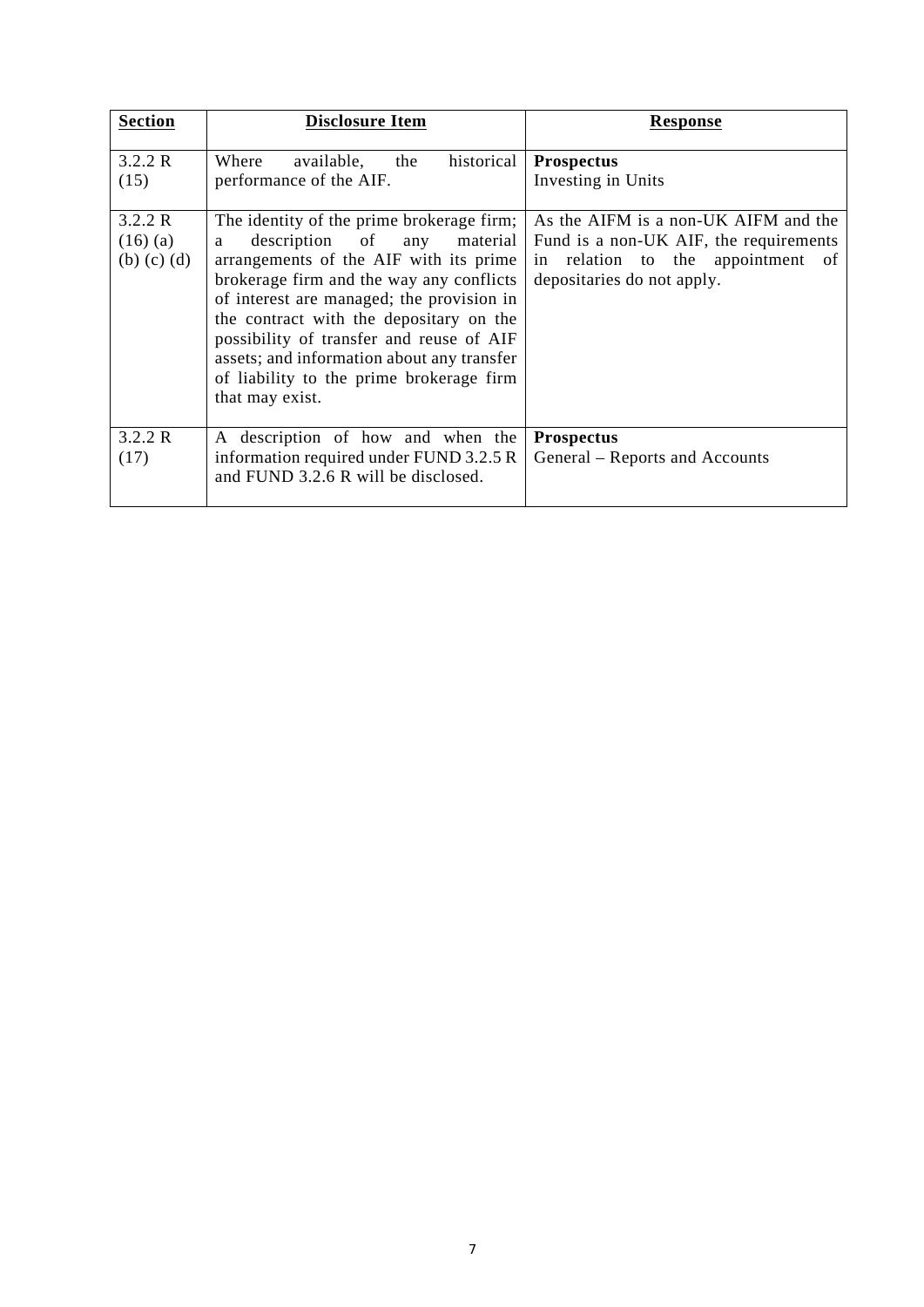| Section | Disclosure Item | Response |
|---|---|---|
| 3.2.2 R (15) | Where available, the historical performance of the AIF. | **Prospectus** Investing in Units |
| 3.2.2 R (16) (a) (b) (c) (d) | The identity of the prime brokerage firm; a description of any material arrangements of the AIF with its prime brokerage firm and the way any conflicts of interest are managed; the provision in the contract with the depositary on the possibility of transfer and reuse of AIF assets; and information about any transfer of liability to the prime brokerage firm that may exist. | As the AIFM is a non-UK AIFM and the Fund is a non-UK AIF, the requirements in relation to the appointment of depositaries do not apply. |
| 3.2.2 R (17) | A description of how and when the information required under FUND 3.2.5 R and FUND 3.2.6 R will be disclosed. | **Prospectus** General – Reports and Accounts |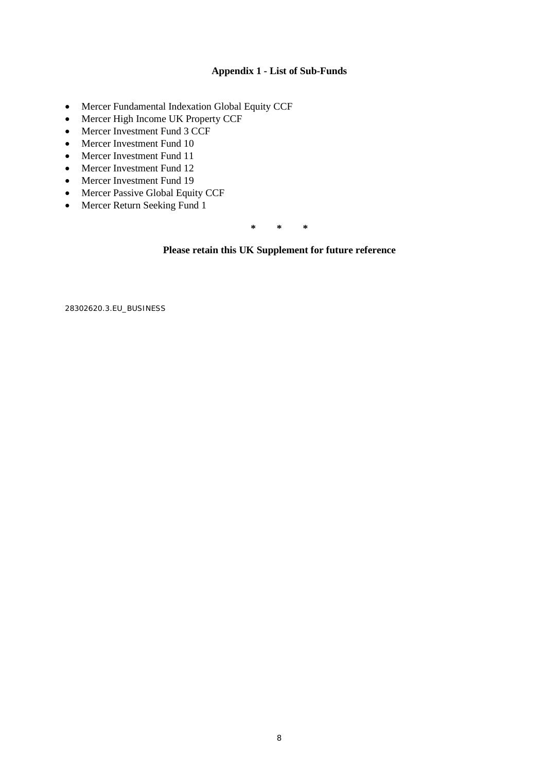## Appendix 1 - List of Sub-Funds

- Mercer Fundamental Indexation Global Equity CCF
- Mercer High Income UK Property CCF
- Mercer Investment Fund 3 CCF
- Mercer Investment Fund 10
- Mercer Investment Fund 11
- Mercer Investment Fund 12
- Mercer Investment Fund 19
- Mercer Passive Global Equity CCF
- Mercer Return Seeking Fund 1

\*        \*        \*

**Please retain this UK Supplement for future reference**

28302620.3.EU_BUSINESS